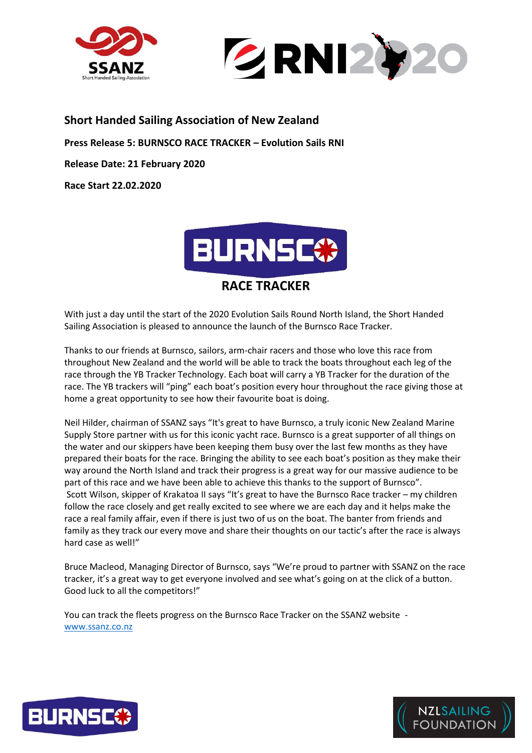**Short Handed Sailing Association of New Zealand**

**Press Release 5: BURNSCO RACE TRACKER – Evolution Sails RNI**

**Release Date: 21 February 2020**

**Race Start 22.02.2020**

**RACE TRACKER**

With just a day until the start of the 2020 Evolution Sails Round North Island, the Short Handed Sailing Association is pleased to announce the launch of the Burnsco Race Tracker.

Thanks to our friends at Burnsco, sailors, arm-chair racers and those who love this race from throughout New Zealand and the world will be able to track the boats throughout each leg of the race through the YB Tracker Technology. Each boat will carry a YB Tracker for the duration of the race. The YB trackers will "ping" each boat's position every hour throughout the race giving those at home a great opportunity to see how their favourite boat is doing.

Neil Hilder, chairman of SSANZ says "It's great to have Burnsco, a truly iconic New Zealand Marine Supply Store partner with us for this iconic yacht race. Burnsco is a great supporter of all things on the water and our skippers have been keeping them busy over the last few months as they have prepared their boats for the race. Bringing the ability to see each boat's position as they make their way around the North Island and track their progress is a great way for our massive audience to be part of this race and we have been able to achieve this thanks to the support of Burnsco".
Scott Wilson, skipper of Krakatoa II says "It's great to have the Burnsco Race tracker – my children follow the race closely and get really excited to see where we are each day and it helps make the race a real family affair, even if there is just two of us on the boat. The banter from friends and family as they track our every move and share their thoughts on our tactic's after the race is always hard case as well!"

Bruce Macleod, Managing Director of Burnsco, says "We're proud to partner with SSANZ on the race tracker, it's a great way to get everyone involved and see what's going on at the click of a button. Good luck to all the competitors!"

You can track the fleets progress on the Burnsco Race Tracker on the SSANZ website - www.ssanz.co.nz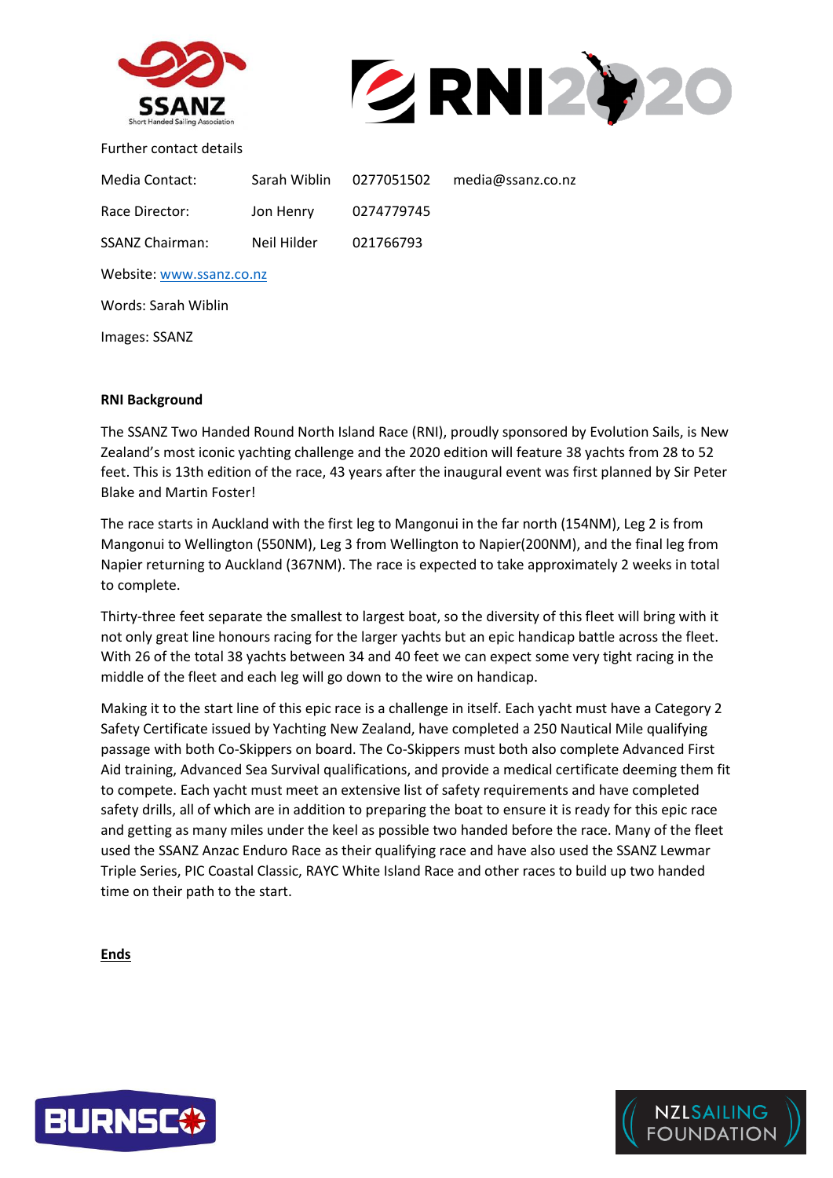Further contact details

| | | | |
|---|---|---|---|
| Media Contact: | Sarah Wiblin | 0277051502 | media@ssanz.co.nz |
| Race Director: | Jon Henry | 0274779745 | |
| SSANZ Chairman: | Neil Hilder | 021766793 | |

Website: www.ssanz.co.nz

Words: Sarah Wiblin

Images: SSANZ

**RNI Background**

The SSANZ Two Handed Round North Island Race (RNI), proudly sponsored by Evolution Sails, is New Zealand's most iconic yachting challenge and the 2020 edition will feature 38 yachts from 28 to 52 feet. This is 13th edition of the race, 43 years after the inaugural event was first planned by Sir Peter Blake and Martin Foster!

The race starts in Auckland with the first leg to Mangonui in the far north (154NM), Leg 2 is from Mangonui to Wellington (550NM), Leg 3 from Wellington to Napier(200NM), and the final leg from Napier returning to Auckland (367NM). The race is expected to take approximately 2 weeks in total to complete.

Thirty-three feet separate the smallest to largest boat, so the diversity of this fleet will bring with it not only great line honours racing for the larger yachts but an epic handicap battle across the fleet. With 26 of the total 38 yachts between 34 and 40 feet we can expect some very tight racing in the middle of the fleet and each leg will go down to the wire on handicap.

Making it to the start line of this epic race is a challenge in itself. Each yacht must have a Category 2 Safety Certificate issued by Yachting New Zealand, have completed a 250 Nautical Mile qualifying passage with both Co-Skippers on board. The Co-Skippers must both also complete Advanced First Aid training, Advanced Sea Survival qualifications, and provide a medical certificate deeming them fit to compete. Each yacht must meet an extensive list of safety requirements and have completed safety drills, all of which are in addition to preparing the boat to ensure it is ready for this epic race and getting as many miles under the keel as possible two handed before the race. Many of the fleet used the SSANZ Anzac Enduro Race as their qualifying race and have also used the SSANZ Lewmar Triple Series, PIC Coastal Classic, RAYC White Island Race and other races to build up two handed time on their path to the start.

**Ends**